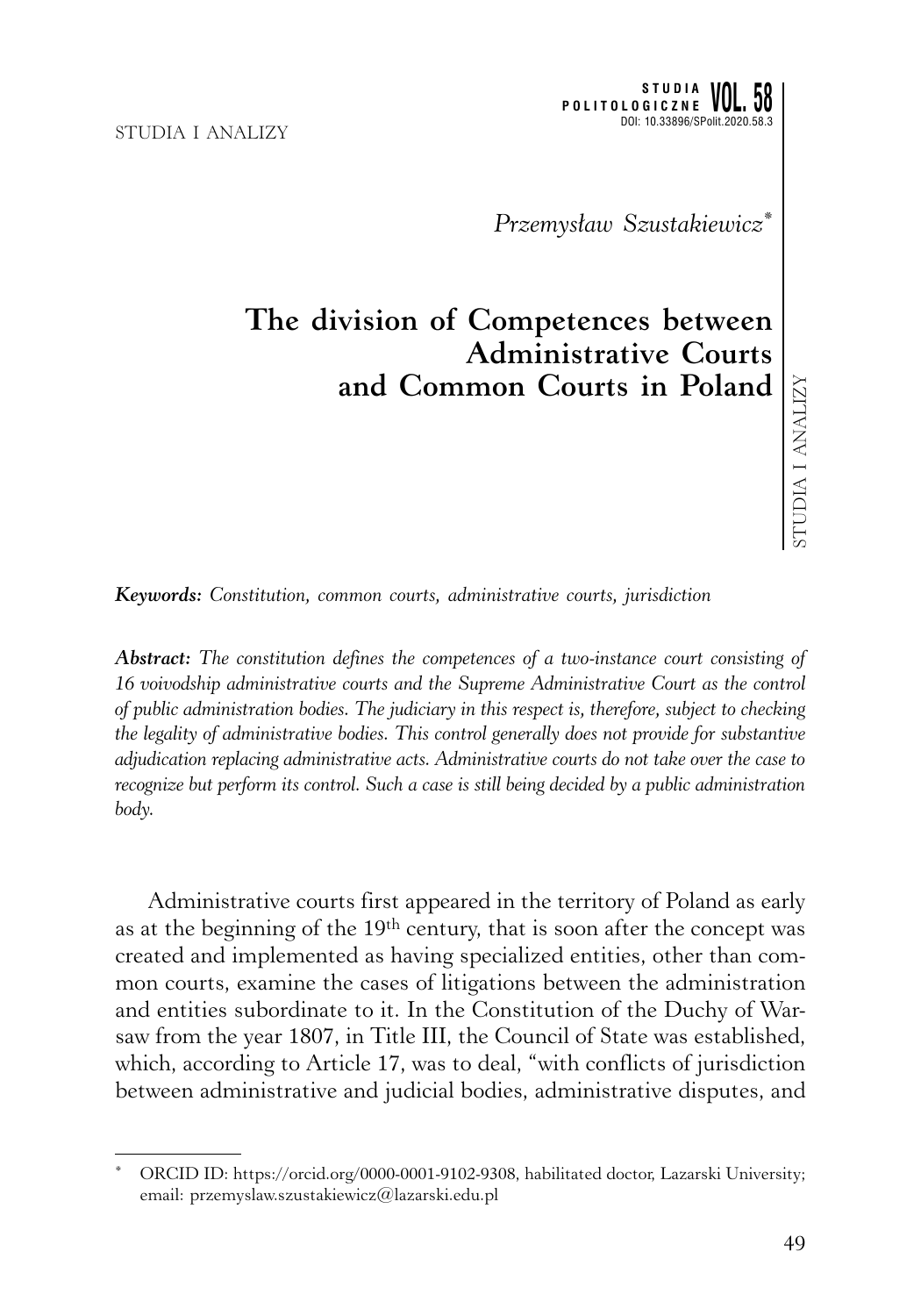*Przemysław Szustakiewicz*[*]

# The division of Competences between Administrative Courts and Common Courts in Poland

***Keywords:*** *Constitution, common courts, administrative courts, jurisdiction*

***Abstract:*** *The constitution defines the competences of a two-instance court consisting of 16 voivodship administrative courts and the Supreme Administrative Court as the control of public administration bodies. The judiciary in this respect is, therefore, subject to checking the legality of administrative bodies. This control generally does not provide for substantive adjudication replacing administrative acts. Administrative courts do not take over the case to recognize but perform its control. Such a case is still being decided by a public administration body.*

Administrative courts first appeared in the territory of Poland as early as at the beginning of the 19th century, that is soon after the concept was created and implemented as having specialized entities, other than common courts, examine the cases of litigations between the administration and entities subordinate to it. In the Constitution of the Duchy of Warsaw from the year 1807, in Title III, the Council of State was established, which, according to Article 17, was to deal, "with conflicts of jurisdiction between administrative and judicial bodies, administrative disputes, and

---

[*] ORCID ID: https://orcid.org/0000-0001-9102-9308, habilitated doctor, Lazarski University; email: przemyslaw.szustakiewicz@lazarski.edu.pl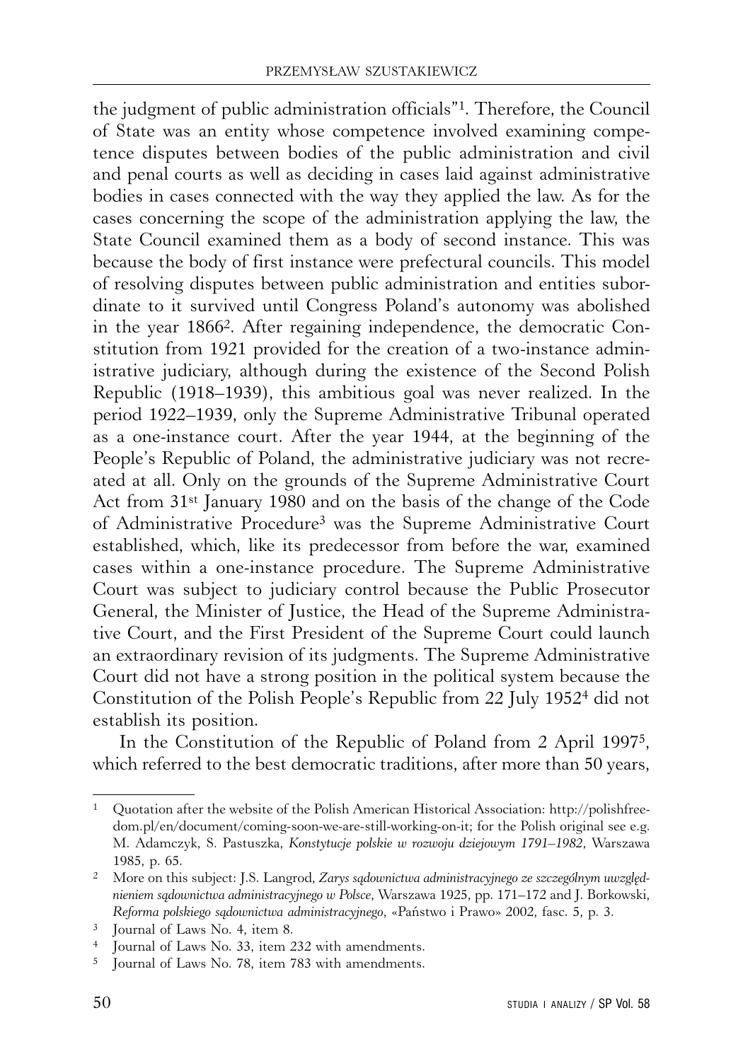the judgment of public administration officials"[1]. Therefore, the Council of State was an entity whose competence involved examining competence disputes between bodies of the public administration and civil and penal courts as well as deciding in cases laid against administrative bodies in cases connected with the way they applied the law. As for the cases concerning the scope of the administration applying the law, the State Council examined them as a body of second instance. This was because the body of first instance were prefectural councils. This model of resolving disputes between public administration and entities subordinate to it survived until Congress Poland's autonomy was abolished in the year 1866[2]. After regaining independence, the democratic Constitution from 1921 provided for the creation of a two-instance administrative judiciary, although during the existence of the Second Polish Republic (1918–1939), this ambitious goal was never realized. In the period 1922–1939, only the Supreme Administrative Tribunal operated as a one-instance court. After the year 1944, at the beginning of the People's Republic of Poland, the administrative judiciary was not recreated at all. Only on the grounds of the Supreme Administrative Court Act from 31st January 1980 and on the basis of the change of the Code of Administrative Procedure[3] was the Supreme Administrative Court established, which, like its predecessor from before the war, examined cases within a one-instance procedure. The Supreme Administrative Court was subject to judiciary control because the Public Prosecutor General, the Minister of Justice, the Head of the Supreme Administrative Court, and the First President of the Supreme Court could launch an extraordinary revision of its judgments. The Supreme Administrative Court did not have a strong position in the political system because the Constitution of the Polish People's Republic from 22 July 1952[4] did not establish its position.

In the Constitution of the Republic of Poland from 2 April 1997[5], which referred to the best democratic traditions, after more than 50 years,

---

[1] Quotation after the website of the Polish American Historical Association: http://polishfreedom.pl/en/document/coming-soon-we-are-still-working-on-it; for the Polish original see e.g. M. Adamczyk, S. Pastuszka, *Konstytucje polskie w rozwoju dziejowym 1791–1982*, Warszawa 1985, p. 65.

[2] More on this subject: J.S. Langrod, *Zarys sądownictwa administracyjnego ze szczególnym uwzględnieniem sądownictwa administracyjnego w Polsce*, Warszawa 1925, pp. 171–172 and J. Borkowski, *Reforma polskiego sądownictwa administracyjnego*, «Państwo i Prawo» 2002, fasc. 5, p. 3.

[3] Journal of Laws No. 4, item 8.

[4] Journal of Laws No. 33, item 232 with amendments.

[5] Journal of Laws No. 78, item 783 with amendments.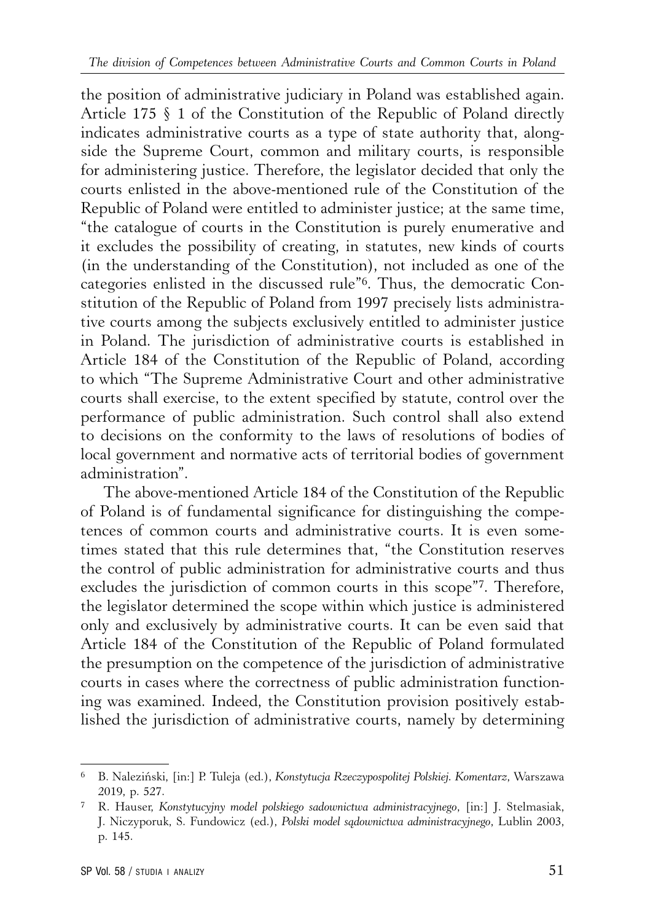the position of administrative judiciary in Poland was established again. Article 175 § 1 of the Constitution of the Republic of Poland directly indicates administrative courts as a type of state authority that, alongside the Supreme Court, common and military courts, is responsible for administering justice. Therefore, the legislator decided that only the courts enlisted in the above-mentioned rule of the Constitution of the Republic of Poland were entitled to administer justice; at the same time, "the catalogue of courts in the Constitution is purely enumerative and it excludes the possibility of creating, in statutes, new kinds of courts (in the understanding of the Constitution), not included as one of the categories enlisted in the discussed rule"[6]. Thus, the democratic Constitution of the Republic of Poland from 1997 precisely lists administrative courts among the subjects exclusively entitled to administer justice in Poland. The jurisdiction of administrative courts is established in Article 184 of the Constitution of the Republic of Poland, according to which "The Supreme Administrative Court and other administrative courts shall exercise, to the extent specified by statute, control over the performance of public administration. Such control shall also extend to decisions on the conformity to the laws of resolutions of bodies of local government and normative acts of territorial bodies of government administration".

The above-mentioned Article 184 of the Constitution of the Republic of Poland is of fundamental significance for distinguishing the competences of common courts and administrative courts. It is even sometimes stated that this rule determines that, "the Constitution reserves the control of public administration for administrative courts and thus excludes the jurisdiction of common courts in this scope"[7]. Therefore, the legislator determined the scope within which justice is administered only and exclusively by administrative courts. It can be even said that Article 184 of the Constitution of the Republic of Poland formulated the presumption on the competence of the jurisdiction of administrative courts in cases where the correctness of public administration functioning was examined. Indeed, the Constitution provision positively established the jurisdiction of administrative courts, namely by determining

---

[6] B. Naleziński, [in:] P. Tuleja (ed.), *Konstytucja Rzeczypospolitej Polskiej. Komentarz*, Warszawa 2019, p. 527.

[7] R. Hauser, *Konstytucyjny model polskiego sadownictwa administracyjnego*, [in:] J. Stelmasiak, J. Niczyporuk, S. Fundowicz (ed.), *Polski model sądownictwa administracyjnego*, Lublin 2003, p. 145.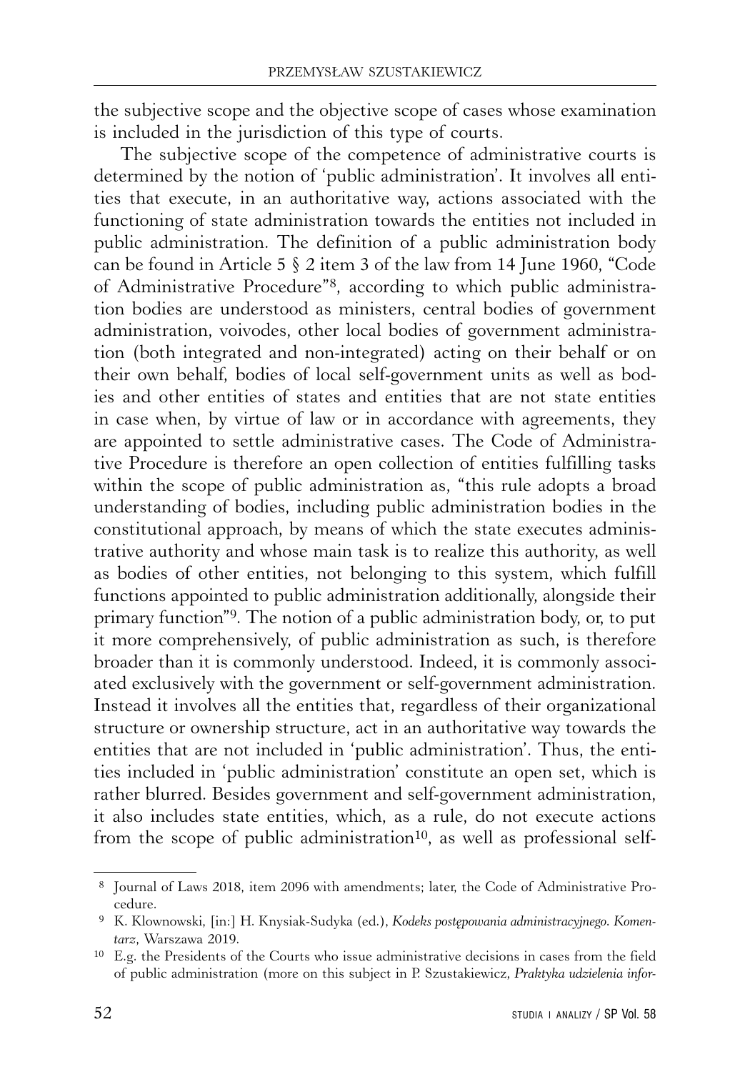the subjective scope and the objective scope of cases whose examination is included in the jurisdiction of this type of courts.

The subjective scope of the competence of administrative courts is determined by the notion of 'public administration'. It involves all entities that execute, in an authoritative way, actions associated with the functioning of state administration towards the entities not included in public administration. The definition of a public administration body can be found in Article 5 § 2 item 3 of the law from 14 June 1960, "Code of Administrative Procedure"[8], according to which public administration bodies are understood as ministers, central bodies of government administration, voivodes, other local bodies of government administration (both integrated and non-integrated) acting on their behalf or on their own behalf, bodies of local self-government units as well as bodies and other entities of states and entities that are not state entities in case when, by virtue of law or in accordance with agreements, they are appointed to settle administrative cases. The Code of Administrative Procedure is therefore an open collection of entities fulfilling tasks within the scope of public administration as, "this rule adopts a broad understanding of bodies, including public administration bodies in the constitutional approach, by means of which the state executes administrative authority and whose main task is to realize this authority, as well as bodies of other entities, not belonging to this system, which fulfill functions appointed to public administration additionally, alongside their primary function"[9]. The notion of a public administration body, or, to put it more comprehensively, of public administration as such, is therefore broader than it is commonly understood. Indeed, it is commonly associated exclusively with the government or self-government administration. Instead it involves all the entities that, regardless of their organizational structure or ownership structure, act in an authoritative way towards the entities that are not included in 'public administration'. Thus, the entities included in 'public administration' constitute an open set, which is rather blurred. Besides government and self-government administration, it also includes state entities, which, as a rule, do not execute actions from the scope of public administration[10], as well as professional self-

---

[8] Journal of Laws 2018, item 2096 with amendments; later, the Code of Administrative Procedure.

[9] K. Klownowski, [in:] H. Knysiak-Sudyka (ed.), *Kodeks postępowania administracyjnego. Komentarz*, Warszawa 2019.

[10] E.g. the Presidents of the Courts who issue administrative decisions in cases from the field of public administration (more on this subject in P. Szustakiewicz, *Praktyka udzielenia infor-*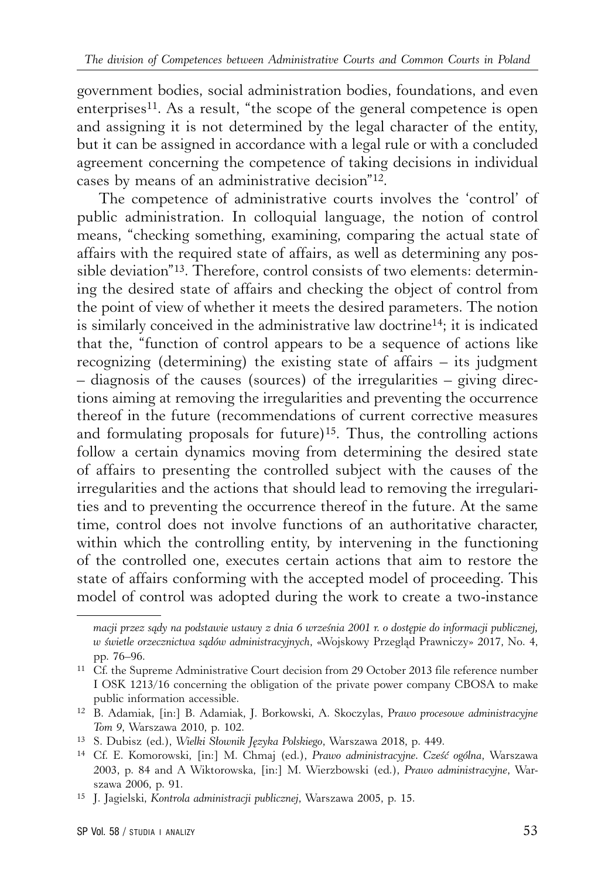government bodies, social administration bodies, foundations, and even enterprises[11]. As a result, "the scope of the general competence is open and assigning it is not determined by the legal character of the entity, but it can be assigned in accordance with a legal rule or with a concluded agreement concerning the competence of taking decisions in individual cases by means of an administrative decision"[12].

The competence of administrative courts involves the 'control' of public administration. In colloquial language, the notion of control means, "checking something, examining, comparing the actual state of affairs with the required state of affairs, as well as determining any possible deviation"[13]. Therefore, control consists of two elements: determining the desired state of affairs and checking the object of control from the point of view of whether it meets the desired parameters. The notion is similarly conceived in the administrative law doctrine[14]; it is indicated that the, "function of control appears to be a sequence of actions like recognizing (determining) the existing state of affairs – its judgment – diagnosis of the causes (sources) of the irregularities – giving directions aiming at removing the irregularities and preventing the occurrence thereof in the future (recommendations of current corrective measures and formulating proposals for future)[15]. Thus, the controlling actions follow a certain dynamics moving from determining the desired state of affairs to presenting the controlled subject with the causes of the irregularities and the actions that should lead to removing the irregularities and to preventing the occurrence thereof in the future. At the same time, control does not involve functions of an authoritative character, within which the controlling entity, by intervening in the functioning of the controlled one, executes certain actions that aim to restore the state of affairs conforming with the accepted model of proceeding. This model of control was adopted during the work to create a two-instance

---

*macji przez sądy na podstawie ustawy z dnia 6 września 2001 r. o dostępie do informacji publicznej, w świetle orzecznictwa sądów administracyjnych*, «Wojskowy Przegląd Prawniczy» 2017, No. 4, pp. 76–96.

[11] Cf. the Supreme Administrative Court decision from 29 October 2013 file reference number I OSK 1213/16 concerning the obligation of the private power company CBOSA to make public information accessible.

[12] B. Adamiak, [in:] B. Adamiak, J. Borkowski, A. Skoczylas, P*rawo procesowe administracyjne Tom 9*, Warszawa 2010, p. 102.

[13] S. Dubisz (ed.), *Wielki Słownik Języka Polskiego*, Warszawa 2018, p. 449.

[14] Cf. E. Komorowski, [in:] M. Chmaj (ed.), *Prawo administracyjne. Cześć ogólna*, Warszawa 2003, p. 84 and A Wiktorowska, [in:] M. Wierzbowski (ed.), *Prawo administracyjne*, Warszawa 2006, p. 91.

[15] J. Jagielski, *Kontrola administracji publicznej*, Warszawa 2005, p. 15.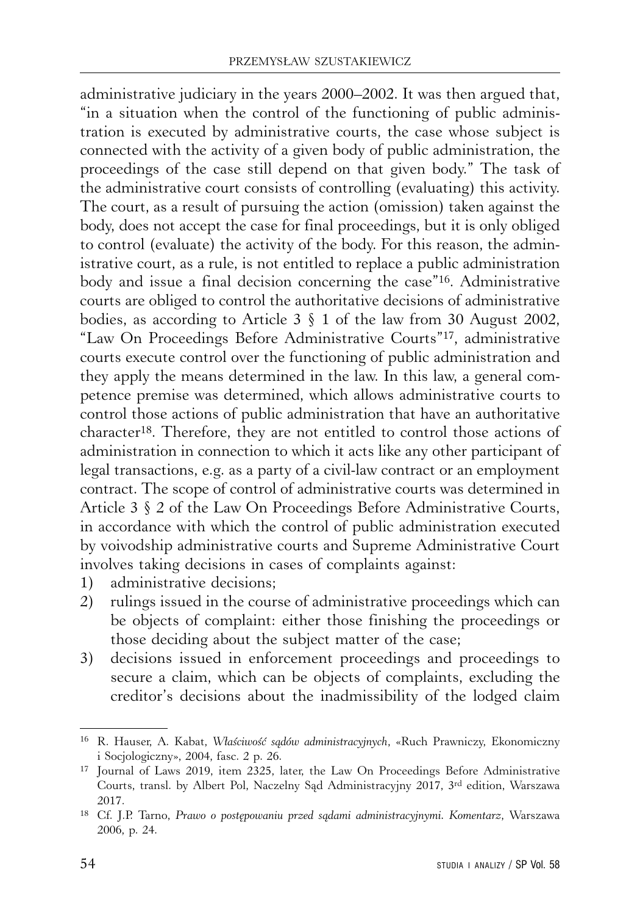administrative judiciary in the years 2000–2002. It was then argued that, "in a situation when the control of the functioning of public administration is executed by administrative courts, the case whose subject is connected with the activity of a given body of public administration, the proceedings of the case still depend on that given body." The task of the administrative court consists of controlling (evaluating) this activity. The court, as a result of pursuing the action (omission) taken against the body, does not accept the case for final proceedings, but it is only obliged to control (evaluate) the activity of the body. For this reason, the administrative court, as a rule, is not entitled to replace a public administration body and issue a final decision concerning the case"[16]. Administrative courts are obliged to control the authoritative decisions of administrative bodies, as according to Article 3 § 1 of the law from 30 August 2002, "Law On Proceedings Before Administrative Courts"[17], administrative courts execute control over the functioning of public administration and they apply the means determined in the law. In this law, a general competence premise was determined, which allows administrative courts to control those actions of public administration that have an authoritative character[18]. Therefore, they are not entitled to control those actions of administration in connection to which it acts like any other participant of legal transactions, e.g. as a party of a civil-law contract or an employment contract. The scope of control of administrative courts was determined in Article 3 § 2 of the Law On Proceedings Before Administrative Courts, in accordance with which the control of public administration executed by voivodship administrative courts and Supreme Administrative Court involves taking decisions in cases of complaints against:

1) administrative decisions;
2) rulings issued in the course of administrative proceedings which can be objects of complaint: either those finishing the proceedings or those deciding about the subject matter of the case;
3) decisions issued in enforcement proceedings and proceedings to secure a claim, which can be objects of complaints, excluding the creditor's decisions about the inadmissibility of the lodged claim

---

[16] R. Hauser, A. Kabat, *Właściwość sądów administracyjnych*, «Ruch Prawniczy, Ekonomiczny i Socjologiczny», 2004, fasc. 2 p. 26.

[17] Journal of Laws 2019, item 2325, later, the Law On Proceedings Before Administrative Courts, transl. by Albert Pol, Naczelny Sąd Administracyjny 2017, 3rd edition, Warszawa 2017.

[18] Cf. J.P. Tarno, *Prawo o postępowaniu przed sądami administracyjnymi. Komentarz*, Warszawa 2006, p. 24.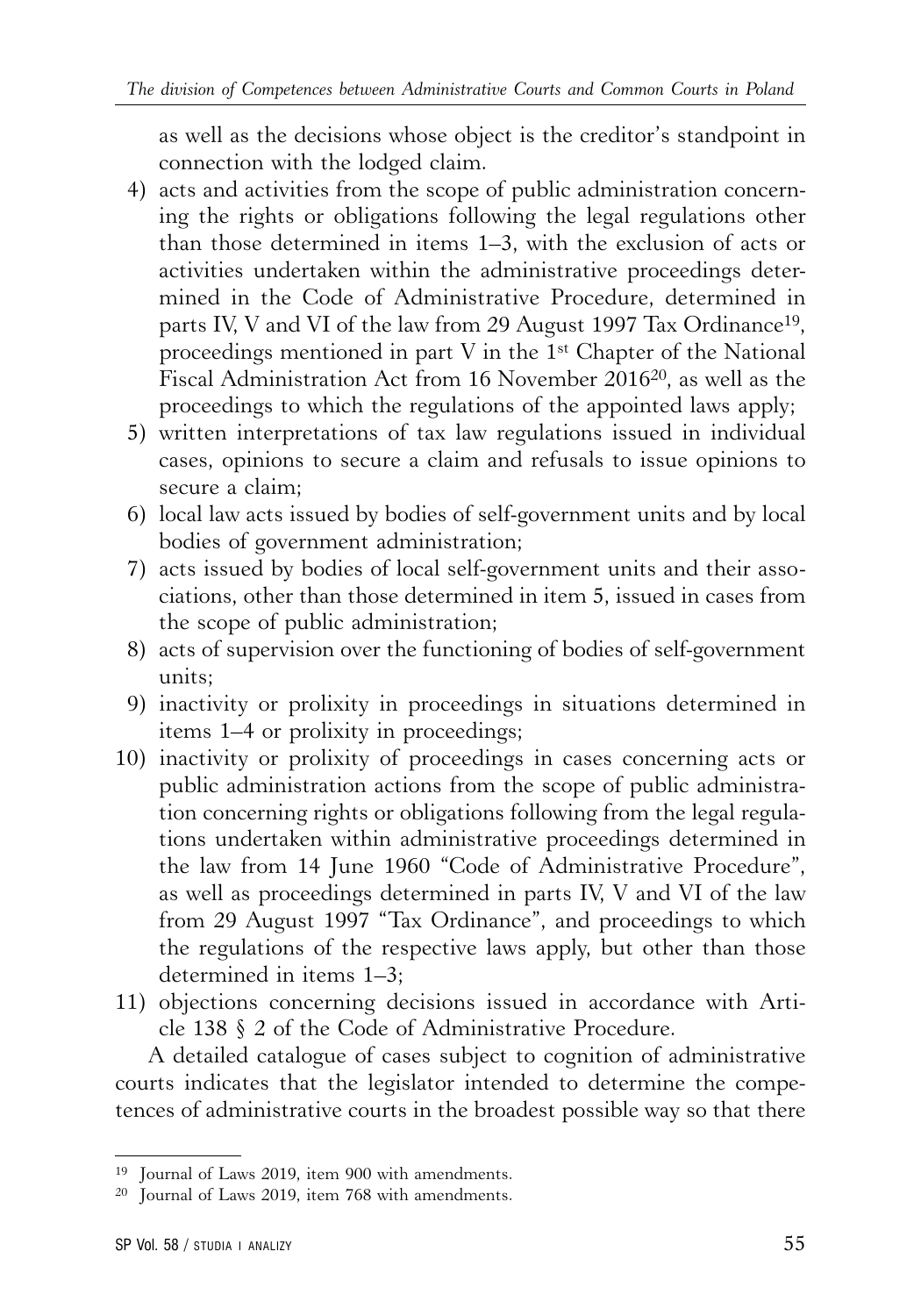as well as the decisions whose object is the creditor's standpoint in connection with the lodged claim.

4) acts and activities from the scope of public administration concerning the rights or obligations following the legal regulations other than those determined in items 1–3, with the exclusion of acts or activities undertaken within the administrative proceedings determined in the Code of Administrative Procedure, determined in parts IV, V and VI of the law from 29 August 1997 Tax Ordinance[19], proceedings mentioned in part V in the 1st Chapter of the National Fiscal Administration Act from 16 November 2016[20], as well as the proceedings to which the regulations of the appointed laws apply;
5) written interpretations of tax law regulations issued in individual cases, opinions to secure a claim and refusals to issue opinions to secure a claim;
6) local law acts issued by bodies of self-government units and by local bodies of government administration;
7) acts issued by bodies of local self-government units and their associations, other than those determined in item 5, issued in cases from the scope of public administration;
8) acts of supervision over the functioning of bodies of self-government units;
9) inactivity or prolixity in proceedings in situations determined in items 1–4 or prolixity in proceedings;
10) inactivity or prolixity of proceedings in cases concerning acts or public administration actions from the scope of public administration concerning rights or obligations following from the legal regulations undertaken within administrative proceedings determined in the law from 14 June 1960 "Code of Administrative Procedure", as well as proceedings determined in parts IV, V and VI of the law from 29 August 1997 "Tax Ordinance", and proceedings to which the regulations of the respective laws apply, but other than those determined in items 1–3;
11) objections concerning decisions issued in accordance with Article 138 § 2 of the Code of Administrative Procedure.

A detailed catalogue of cases subject to cognition of administrative courts indicates that the legislator intended to determine the competences of administrative courts in the broadest possible way so that there

---

[19] Journal of Laws 2019, item 900 with amendments.

[20] Journal of Laws 2019, item 768 with amendments.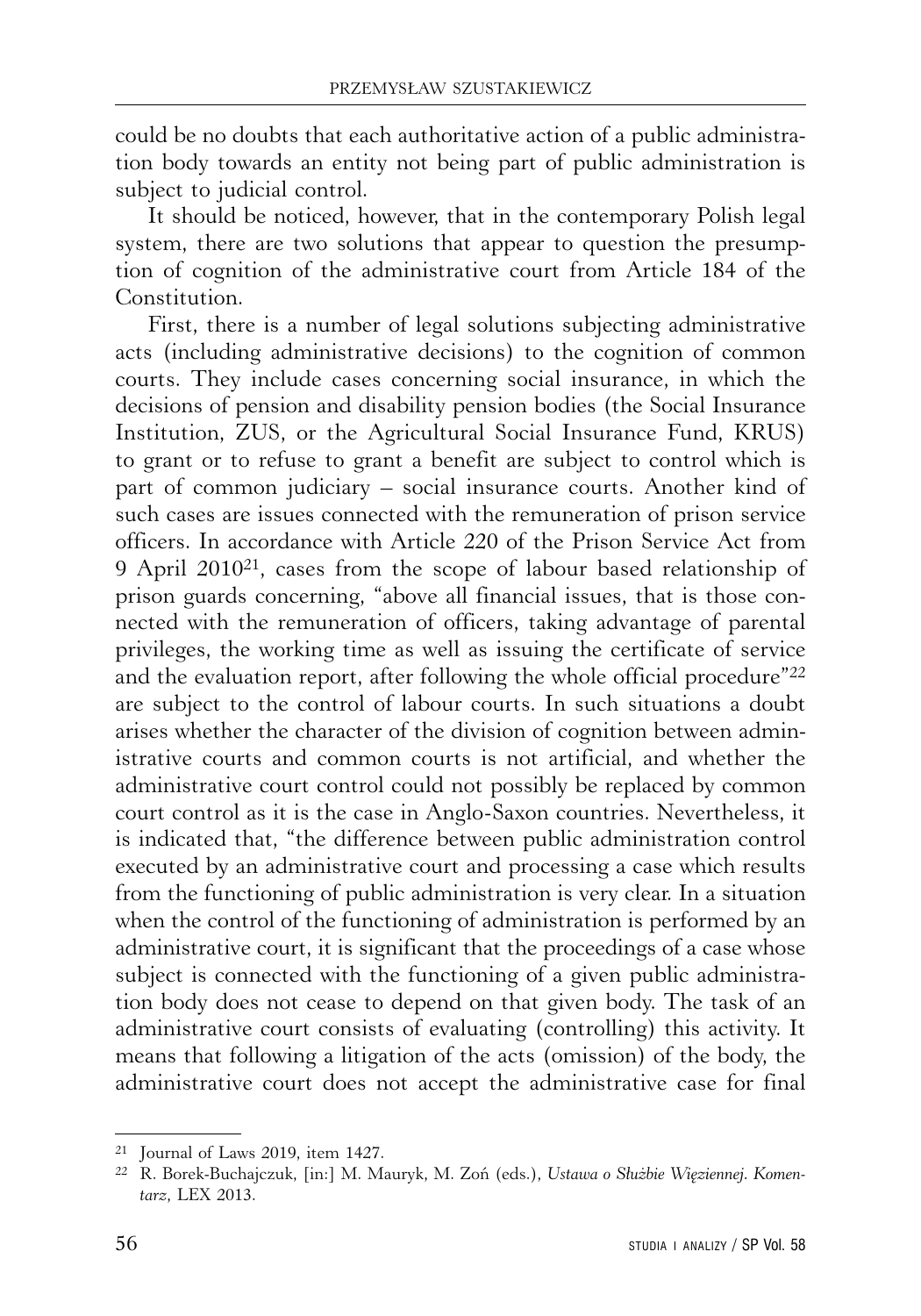could be no doubts that each authoritative action of a public administration body towards an entity not being part of public administration is subject to judicial control.

It should be noticed, however, that in the contemporary Polish legal system, there are two solutions that appear to question the presumption of cognition of the administrative court from Article 184 of the Constitution.

First, there is a number of legal solutions subjecting administrative acts (including administrative decisions) to the cognition of common courts. They include cases concerning social insurance, in which the decisions of pension and disability pension bodies (the Social Insurance Institution, ZUS, or the Agricultural Social Insurance Fund, KRUS) to grant or to refuse to grant a benefit are subject to control which is part of common judiciary – social insurance courts. Another kind of such cases are issues connected with the remuneration of prison service officers. In accordance with Article 220 of the Prison Service Act from 9 April 2010[21], cases from the scope of labour based relationship of prison guards concerning, "above all financial issues, that is those connected with the remuneration of officers, taking advantage of parental privileges, the working time as well as issuing the certificate of service and the evaluation report, after following the whole official procedure"[22] are subject to the control of labour courts. In such situations a doubt arises whether the character of the division of cognition between administrative courts and common courts is not artificial, and whether the administrative court control could not possibly be replaced by common court control as it is the case in Anglo-Saxon countries. Nevertheless, it is indicated that, "the difference between public administration control executed by an administrative court and processing a case which results from the functioning of public administration is very clear. In a situation when the control of the functioning of administration is performed by an administrative court, it is significant that the proceedings of a case whose subject is connected with the functioning of a given public administration body does not cease to depend on that given body. The task of an administrative court consists of evaluating (controlling) this activity. It means that following a litigation of the acts (omission) of the body, the administrative court does not accept the administrative case for final

---

[21] Journal of Laws 2019, item 1427.

[22] R. Borek-Buchajczuk, [in:] M. Mauryk, M. Zoń (eds.), *Ustawa o Służbie Więziennej. Komentarz*, LEX 2013.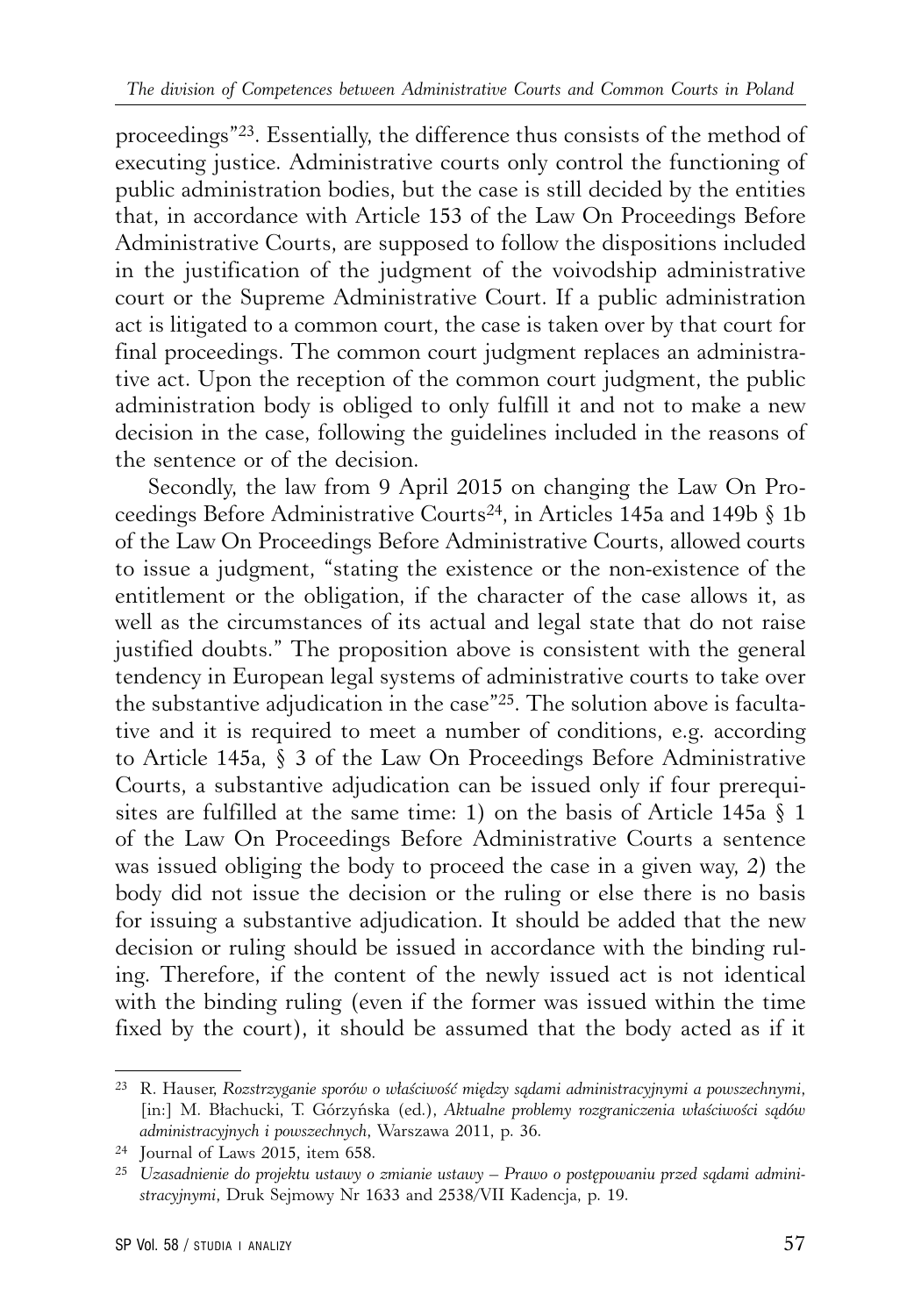proceedings"[23]. Essentially, the difference thus consists of the method of executing justice. Administrative courts only control the functioning of public administration bodies, but the case is still decided by the entities that, in accordance with Article 153 of the Law On Proceedings Before Administrative Courts, are supposed to follow the dispositions included in the justification of the judgment of the voivodship administrative court or the Supreme Administrative Court. If a public administration act is litigated to a common court, the case is taken over by that court for final proceedings. The common court judgment replaces an administrative act. Upon the reception of the common court judgment, the public administration body is obliged to only fulfill it and not to make a new decision in the case, following the guidelines included in the reasons of the sentence or of the decision.

Secondly, the law from 9 April 2015 on changing the Law On Proceedings Before Administrative Courts[24], in Articles 145a and 149b § 1b of the Law On Proceedings Before Administrative Courts, allowed courts to issue a judgment, "stating the existence or the non-existence of the entitlement or the obligation, if the character of the case allows it, as well as the circumstances of its actual and legal state that do not raise justified doubts." The proposition above is consistent with the general tendency in European legal systems of administrative courts to take over the substantive adjudication in the case"[25]. The solution above is facultative and it is required to meet a number of conditions, e.g. according to Article 145a, § 3 of the Law On Proceedings Before Administrative Courts, a substantive adjudication can be issued only if four prerequisites are fulfilled at the same time: 1) on the basis of Article 145a § 1 of the Law On Proceedings Before Administrative Courts a sentence was issued obliging the body to proceed the case in a given way, 2) the body did not issue the decision or the ruling or else there is no basis for issuing a substantive adjudication. It should be added that the new decision or ruling should be issued in accordance with the binding ruling. Therefore, if the content of the newly issued act is not identical with the binding ruling (even if the former was issued within the time fixed by the court), it should be assumed that the body acted as if it

---

[23] R. Hauser, *Rozstrzyganie sporów o właściwość między sądami administracyjnymi a powszechnymi*, [in:] M. Błachucki, T. Górzyńska (ed.), *Aktualne problemy rozgraniczenia właściwości sądów administracyjnych i powszechnych*, Warszawa 2011, p. 36.

[24] Journal of Laws 2015, item 658.

[25] *Uzasadnienie do projektu ustawy o zmianie ustawy – Prawo o postępowaniu przed sądami administracyjnymi*, Druk Sejmowy Nr 1633 and 2538/VII Kadencja, p. 19.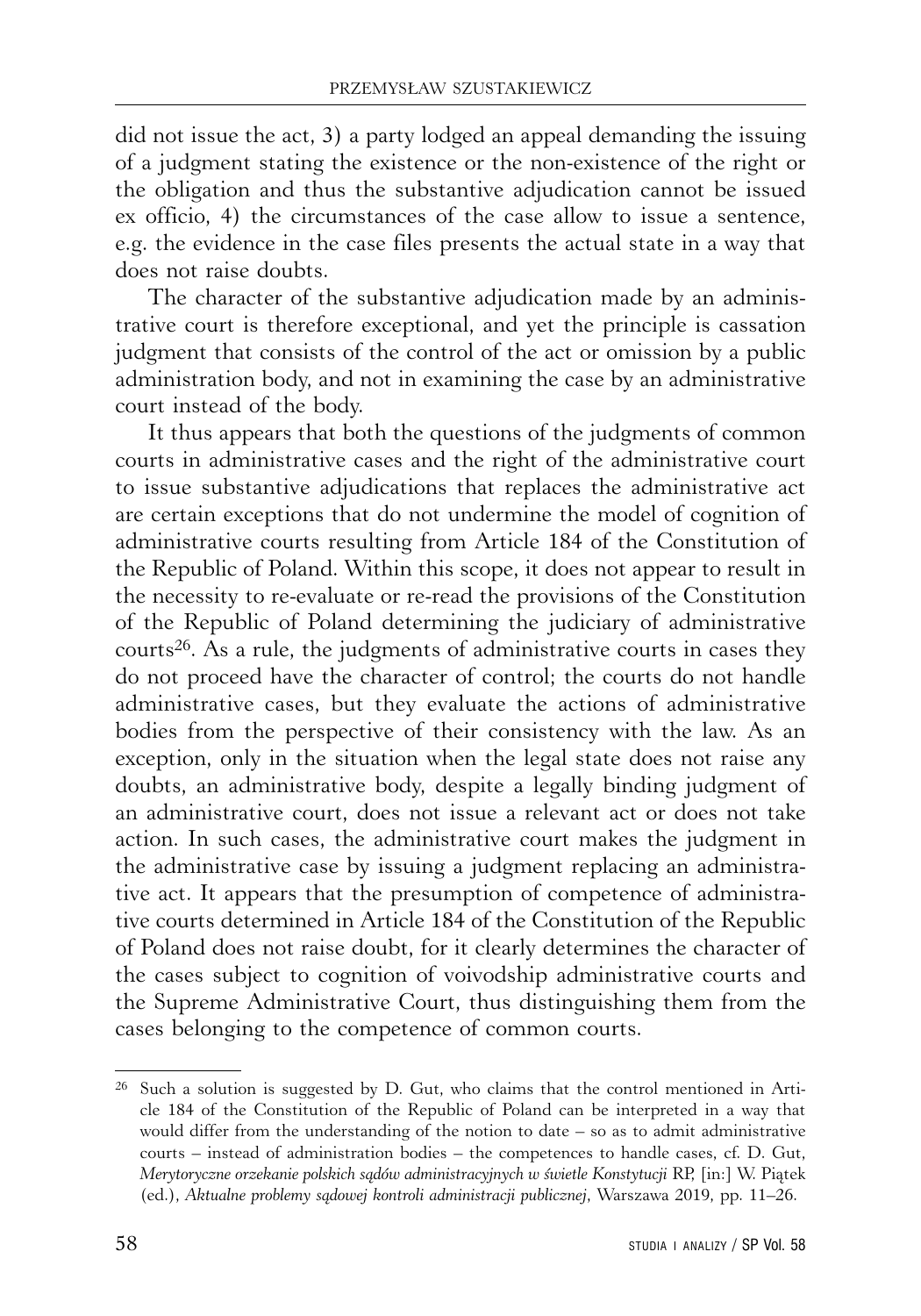did not issue the act, 3) a party lodged an appeal demanding the issuing of a judgment stating the existence or the non-existence of the right or the obligation and thus the substantive adjudication cannot be issued ex officio, 4) the circumstances of the case allow to issue a sentence, e.g. the evidence in the case files presents the actual state in a way that does not raise doubts.

The character of the substantive adjudication made by an administrative court is therefore exceptional, and yet the principle is cassation judgment that consists of the control of the act or omission by a public administration body, and not in examining the case by an administrative court instead of the body.

It thus appears that both the questions of the judgments of common courts in administrative cases and the right of the administrative court to issue substantive adjudications that replaces the administrative act are certain exceptions that do not undermine the model of cognition of administrative courts resulting from Article 184 of the Constitution of the Republic of Poland. Within this scope, it does not appear to result in the necessity to re-evaluate or re-read the provisions of the Constitution of the Republic of Poland determining the judiciary of administrative courts[26]. As a rule, the judgments of administrative courts in cases they do not proceed have the character of control; the courts do not handle administrative cases, but they evaluate the actions of administrative bodies from the perspective of their consistency with the law. As an exception, only in the situation when the legal state does not raise any doubts, an administrative body, despite a legally binding judgment of an administrative court, does not issue a relevant act or does not take action. In such cases, the administrative court makes the judgment in the administrative case by issuing a judgment replacing an administrative act. It appears that the presumption of competence of administrative courts determined in Article 184 of the Constitution of the Republic of Poland does not raise doubt, for it clearly determines the character of the cases subject to cognition of voivodship administrative courts and the Supreme Administrative Court, thus distinguishing them from the cases belonging to the competence of common courts.

---

[26] Such a solution is suggested by D. Gut, who claims that the control mentioned in Article 184 of the Constitution of the Republic of Poland can be interpreted in a way that would differ from the understanding of the notion to date – so as to admit administrative courts – instead of administration bodies – the competences to handle cases, cf. D. Gut, *Merytoryczne orzekanie polskich sądów administracyjnych w świetle Konstytucji* RP, [in:] W. Piątek (ed.), *Aktualne problemy sądowej kontroli administracji publicznej*, Warszawa 2019, pp. 11–26.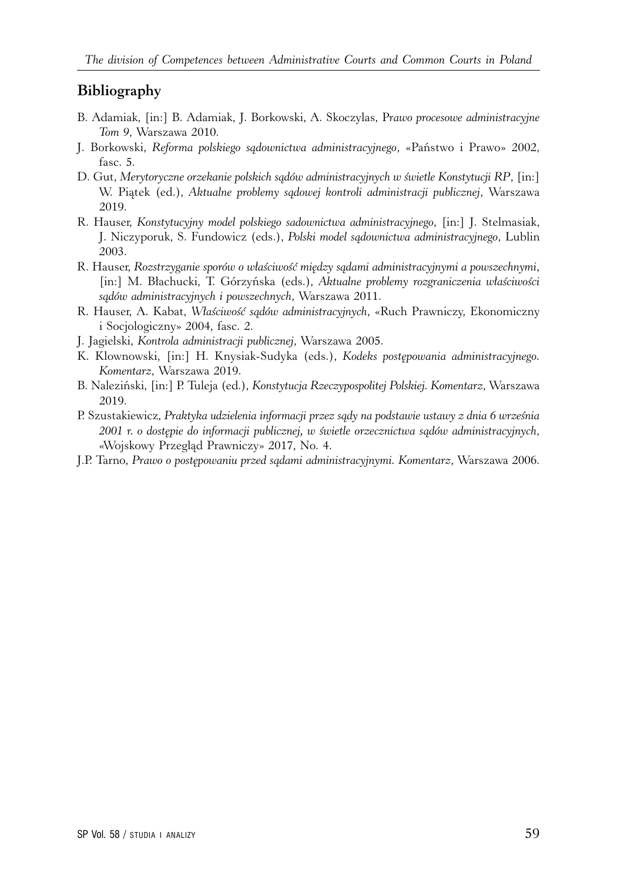## Bibliography

B. Adamiak, [in:] B. Adamiak, J. Borkowski, A. Skoczylas, *Prawo procesowe administracyjne Tom 9*, Warszawa 2010.

J. Borkowski, *Reforma polskiego sądownictwa administracyjnego*, «Państwo i Prawo» 2002, fasc. 5.

D. Gut, *Merytoryczne orzekanie polskich sądów administracyjnych w świetle Konstytucji RP*, [in:] W. Piątek (ed.), *Aktualne problemy sądowej kontroli administracji publicznej*, Warszawa 2019.

R. Hauser, *Konstytucyjny model polskiego sadownictwa administracyjnego*, [in:] J. Stelmasiak, J. Niczyporuk, S. Fundowicz (eds.), *Polski model sądownictwa administracyjnego*, Lublin 2003.

R. Hauser, *Rozstrzyganie sporów o właściwość między sądami administracyjnymi a powszechnymi*, [in:] M. Błachucki, T. Górzyńska (eds.), *Aktualne problemy rozgraniczenia właściwości sądów administracyjnych i powszechnych*, Warszawa 2011.

R. Hauser, A. Kabat, *Właściwość sądów administracyjnych*, «Ruch Prawniczy, Ekonomiczny i Socjologiczny» 2004, fasc. 2.

J. Jagielski, *Kontrola administracji publicznej*, Warszawa 2005.

K. Klownowski, [in:] H. Knysiak-Sudyka (eds.), *Kodeks postępowania administracyjnego. Komentarz*, Warszawa 2019.

B. Naleziński, [in:] P. Tuleja (ed.), *Konstytucja Rzeczypospolitej Polskiej. Komentarz*, Warszawa 2019.

P. Szustakiewicz, *Praktyka udzielenia informacji przez sądy na podstawie ustawy z dnia 6 września 2001 r. o dostępie do informacji publicznej, w świetle orzecznictwa sądów administracyjnych*, «Wojskowy Przegląd Prawniczy» 2017, No. 4.

J.P. Tarno, *Prawo o postępowaniu przed sądami administracyjnymi. Komentarz*, Warszawa 2006.